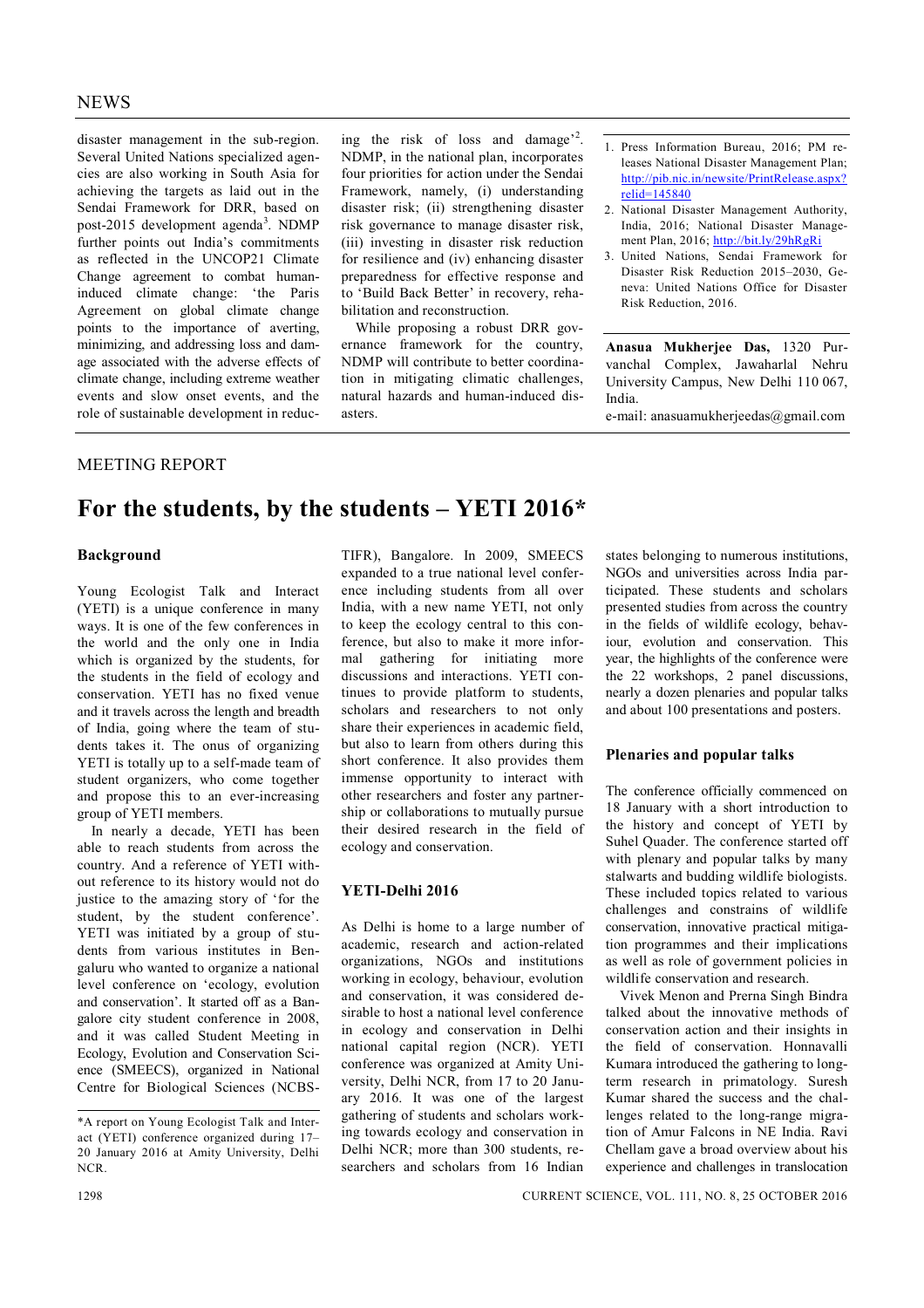disaster management in the sub-region. Several United Nations specialized agencies are also working in South Asia for achieving the targets as laid out in the Sendai Framework for DRR, based on post-2015 development agenda[3]. NDMP further points out India's commitments as reflected in the UNCOP21 Climate Change agreement to combat human-induced climate change: 'the Paris Agreement on global climate change points to the importance of averting, minimizing, and addressing loss and damage associated with the adverse effects of climate change, including extreme weather events and slow onset events, and the role of sustainable development in reducing the risk of loss and damage'[2]. NDMP, in the national plan, incorporates four priorities for action under the Sendai Framework, namely, (i) understanding disaster risk; (ii) strengthening disaster risk governance to manage disaster risk, (iii) investing in disaster risk reduction for resilience and (iv) enhancing disaster preparedness for effective response and to 'Build Back Better' in recovery, rehabilitation and reconstruction.

While proposing a robust DRR governance framework for the country, NDMP will contribute to better coordination in mitigating climatic challenges, natural hazards and human-induced disasters.

1. Press Information Bureau, 2016; PM releases National Disaster Management Plan; http://pib.nic.in/newsite/PrintRelease.aspx?relid=145840
2. National Disaster Management Authority, India, 2016; National Disaster Management Plan, 2016; http://bit.ly/29hRgRi
3. United Nations, Sendai Framework for Disaster Risk Reduction 2015–2030, Geneva: United Nations Office for Disaster Risk Reduction, 2016.

**Anasua Mukherjee Das,** 1320 Purvanchal Complex, Jawaharlal Nehru University Campus, New Delhi 110 067, India.
e-mail: anasuamukherjeedas@gmail.com

MEETING REPORT

# For the students, by the students – YETI 2016*

## Background

Young Ecologist Talk and Interact (YETI) is a unique conference in many ways. It is one of the few conferences in the world and the only one in India which is organized by the students, for the students in the field of ecology and conservation. YETI has no fixed venue and it travels across the length and breadth of India, going where the team of students takes it. The onus of organizing YETI is totally up to a self-made team of student organizers, who come together and propose this to an ever-increasing group of YETI members.

In nearly a decade, YETI has been able to reach students from across the country. And a reference of YETI without reference to its history would not do justice to the amazing story of 'for the student, by the student conference'. YETI was initiated by a group of students from various institutes in Bengaluru who wanted to organize a national level conference on 'ecology, evolution and conservation'. It started off as a Bangalore city student conference in 2008, and it was called Student Meeting in Ecology, Evolution and Conservation Science (SMEECS), organized in National Centre for Biological Sciences (NCBS-TIFR), Bangalore. In 2009, SMEECS expanded to a true national level conference including students from all over India, with a new name YETI, not only to keep the ecology central to this conference, but also to make it more informal gathering for initiating more discussions and interactions. YETI continues to provide platform to students, scholars and researchers to not only share their experiences in academic field, but also to learn from others during this short conference. It also provides them immense opportunity to interact with other researchers and foster any partnership or collaborations to mutually pursue their desired research in the field of ecology and conservation.

## YETI-Delhi 2016

As Delhi is home to a large number of academic, research and action-related organizations, NGOs and institutions working in ecology, behaviour, evolution and conservation, it was considered desirable to host a national level conference in ecology and conservation in Delhi national capital region (NCR). YETI conference was organized at Amity University, Delhi NCR, from 17 to 20 January 2016. It was one of the largest gathering of students and scholars working towards ecology and conservation in Delhi NCR; more than 300 students, researchers and scholars from 16 Indian states belonging to numerous institutions, NGOs and universities across India participated. These students and scholars presented studies from across the country in the fields of wildlife ecology, behaviour, evolution and conservation. This year, the highlights of the conference were the 22 workshops, 2 panel discussions, nearly a dozen plenaries and popular talks and about 100 presentations and posters.

## Plenaries and popular talks

The conference officially commenced on 18 January with a short introduction to the history and concept of YETI by Suhel Quader. The conference started off with plenary and popular talks by many stalwarts and budding wildlife biologists. These included topics related to various challenges and constrains of wildlife conservation, innovative practical mitigation programmes and their implications as well as role of government policies in wildlife conservation and research.

Vivek Menon and Prerna Singh Bindra talked about the innovative methods of conservation action and their insights in the field of conservation. Honnavalli Kumara introduced the gathering to long-term research in primatology. Suresh Kumar shared the success and the challenges related to the long-range migration of Amur Falcons in NE India. Ravi Chellam gave a broad overview about his experience and challenges in translocation

*A report on Young Ecologist Talk and Interact (YETI) conference organized during 17–20 January 2016 at Amity University, Delhi NCR.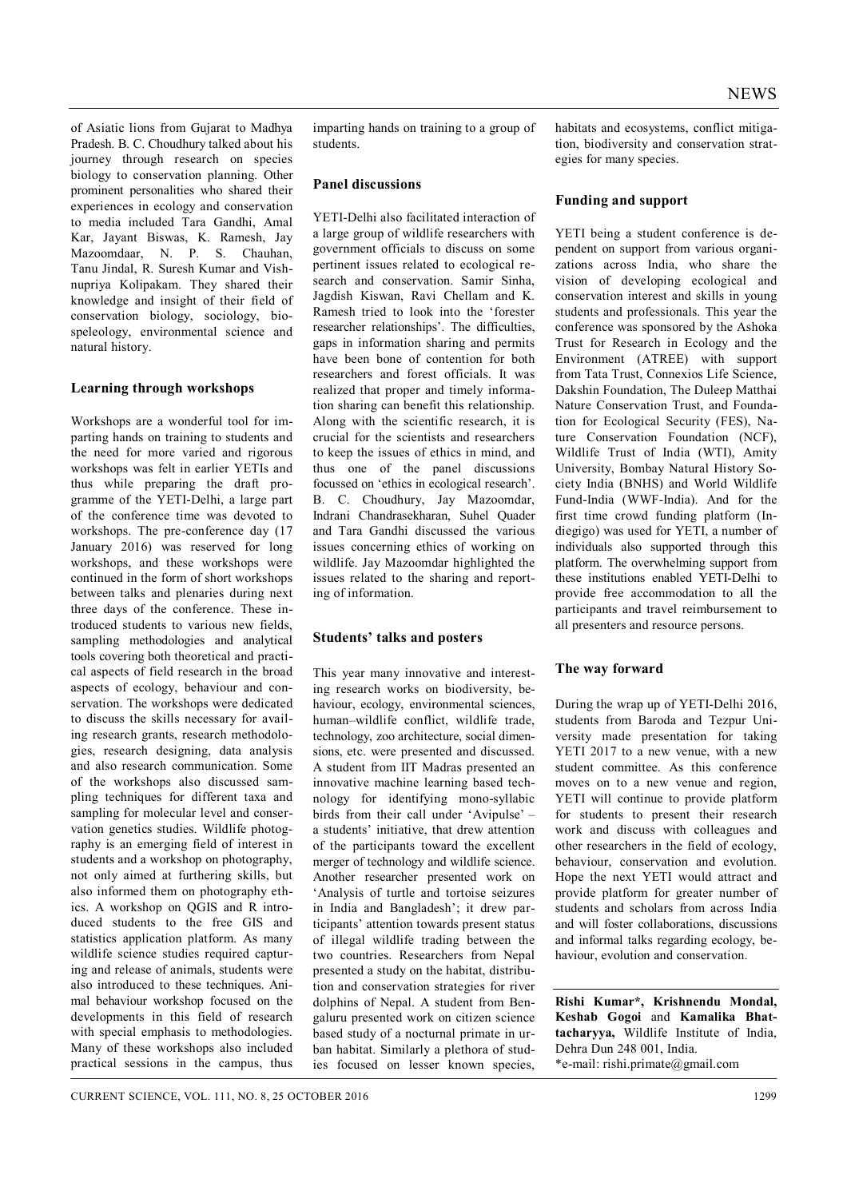of Asiatic lions from Gujarat to Madhya Pradesh. B. C. Choudhury talked about his journey through research on species biology to conservation planning. Other prominent personalities who shared their experiences in ecology and conservation to media included Tara Gandhi, Amal Kar, Jayant Biswas, K. Ramesh, Jay Mazoomdaar, N. P. S. Chauhan, Tanu Jindal, R. Suresh Kumar and Vishnupriya Kolipakam. They shared their knowledge and insight of their field of conservation biology, sociology, biospeleology, environmental science and natural history.

## Learning through workshops

Workshops are a wonderful tool for imparting hands on training to students and the need for more varied and rigorous workshops was felt in earlier YETIs and thus while preparing the draft programme of the YETI-Delhi, a large part of the conference time was devoted to workshops. The pre-conference day (17 January 2016) was reserved for long workshops, and these workshops were continued in the form of short workshops between talks and plenaries during next three days of the conference. These introduced students to various new fields, sampling methodologies and analytical tools covering both theoretical and practical aspects of field research in the broad aspects of ecology, behaviour and conservation. The workshops were dedicated to discuss the skills necessary for availing research grants, research methodologies, research designing, data analysis and also research communication. Some of the workshops also discussed sampling techniques for different taxa and sampling for molecular level and conservation genetics studies. Wildlife photography is an emerging field of interest in students and a workshop on photography, not only aimed at furthering skills, but also informed them on photography ethics. A workshop on QGIS and R introduced students to the free GIS and statistics application platform. As many wildlife science studies required capturing and release of animals, students were also introduced to these techniques. Animal behaviour workshop focused on the developments in this field of research with special emphasis to methodologies. Many of these workshops also included practical sessions in the campus, thus imparting hands on training to a group of students.

## Panel discussions

YETI-Delhi also facilitated interaction of a large group of wildlife researchers with government officials to discuss on some pertinent issues related to ecological research and conservation. Samir Sinha, Jagdish Kiswan, Ravi Chellam and K. Ramesh tried to look into the 'forester researcher relationships'. The difficulties, gaps in information sharing and permits have been bone of contention for both researchers and forest officials. It was realized that proper and timely information sharing can benefit this relationship. Along with the scientific research, it is crucial for the scientists and researchers to keep the issues of ethics in mind, and thus one of the panel discussions focussed on 'ethics in ecological research'. B. C. Choudhury, Jay Mazoomdar, Indrani Chandrasekharan, Suhel Quader and Tara Gandhi discussed the various issues concerning ethics of working on wildlife. Jay Mazoomdar highlighted the issues related to the sharing and reporting of information.

## Students' talks and posters

This year many innovative and interesting research works on biodiversity, behaviour, ecology, environmental sciences, human–wildlife conflict, wildlife trade, technology, zoo architecture, social dimensions, etc. were presented and discussed. A student from IIT Madras presented an innovative machine learning based technology for identifying mono-syllabic birds from their call under 'Avipulse' – a students' initiative, that drew attention of the participants toward the excellent merger of technology and wildlife science. Another researcher presented work on 'Analysis of turtle and tortoise seizures in India and Bangladesh'; it drew participants' attention towards present status of illegal wildlife trading between the two countries. Researchers from Nepal presented a study on the habitat, distribution and conservation strategies for river dolphins of Nepal. A student from Bengaluru presented work on citizen science based study of a nocturnal primate in urban habitat. Similarly a plethora of studies focused on lesser known species, habitats and ecosystems, conflict mitigation, biodiversity and conservation strategies for many species.

## Funding and support

YETI being a student conference is dependent on support from various organizations across India, who share the vision of developing ecological and conservation interest and skills in young students and professionals. This year the conference was sponsored by the Ashoka Trust for Research in Ecology and the Environment (ATREE) with support from Tata Trust, Connexios Life Science, Dakshin Foundation, The Duleep Matthai Nature Conservation Trust, and Foundation for Ecological Security (FES), Nature Conservation Foundation (NCF), Wildlife Trust of India (WTI), Amity University, Bombay Natural History Society India (BNHS) and World Wildlife Fund-India (WWF-India). And for the first time crowd funding platform (Indiegigo) was used for YETI, a number of individuals also supported through this platform. The overwhelming support from these institutions enabled YETI-Delhi to provide free accommodation to all the participants and travel reimbursement to all presenters and resource persons.

## The way forward

During the wrap up of YETI-Delhi 2016, students from Baroda and Tezpur University made presentation for taking YETI 2017 to a new venue, with a new student committee. As this conference moves on to a new venue and region, YETI will continue to provide platform for students to present their research work and discuss with colleagues and other researchers in the field of ecology, behaviour, conservation and evolution. Hope the next YETI would attract and provide platform for greater number of students and scholars from across India and will foster collaborations, discussions and informal talks regarding ecology, behaviour, evolution and conservation.

**Rishi Kumar\*, Krishnendu Mondal, Keshab Gogoi** and **Kamalika Bhattacharyya,** Wildlife Institute of India, Dehra Dun 248 001, India.
\*e-mail: rishi.primate@gmail.com